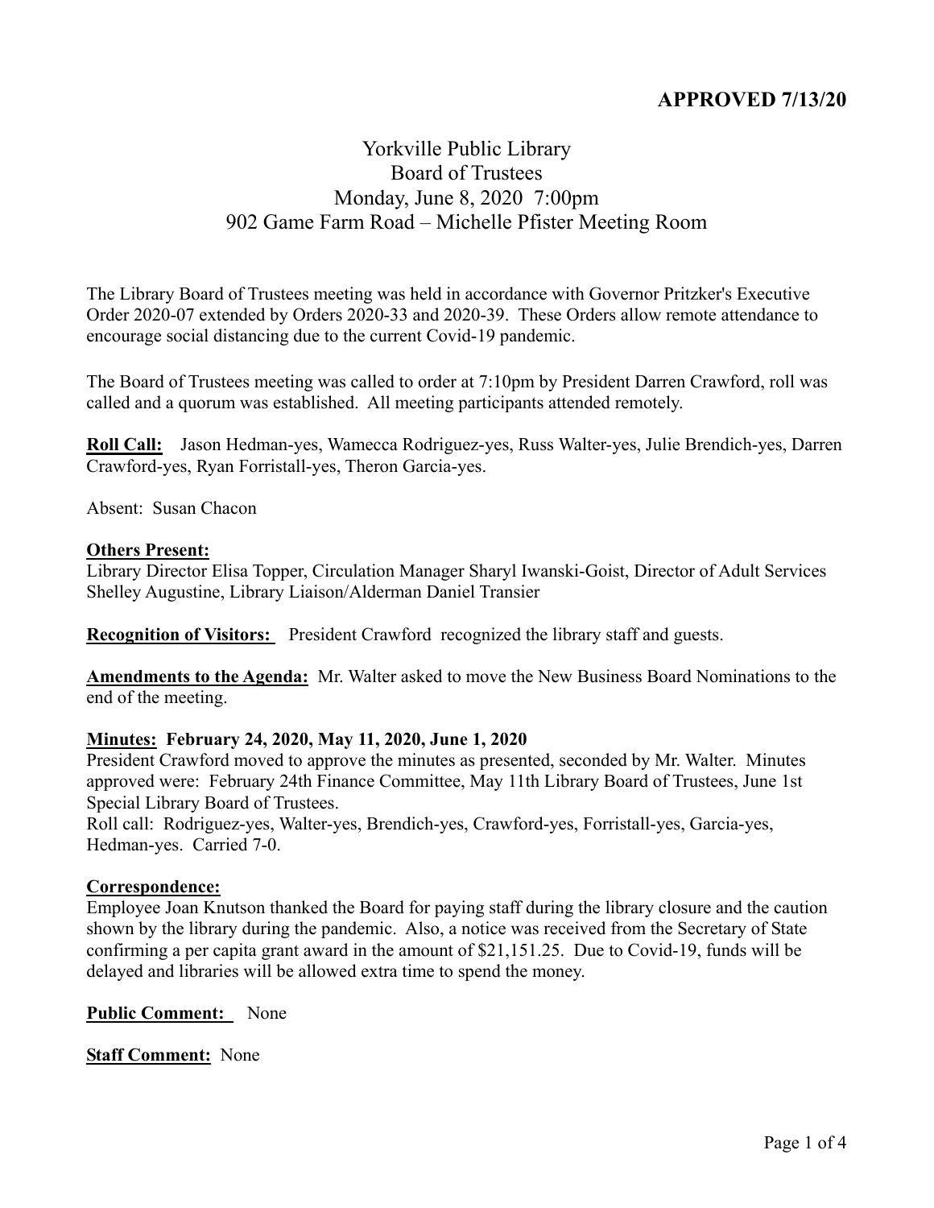**APPROVED 7/13/20**

# Yorkville Public Library
## Board of Trustees
### Monday, June 8, 2020 7:00pm
### 902 Game Farm Road – Michelle Pfister Meeting Room

The Library Board of Trustees meeting was held in accordance with Governor Pritzker's Executive Order 2020-07 extended by Orders 2020-33 and 2020-39. These Orders allow remote attendance to encourage social distancing due to the current Covid-19 pandemic.

The Board of Trustees meeting was called to order at 7:10pm by President Darren Crawford, roll was called and a quorum was established. All meeting participants attended remotely.

**Roll Call:** Jason Hedman-yes, Wamecca Rodriguez-yes, Russ Walter-yes, Julie Brendich-yes, Darren Crawford-yes, Ryan Forristall-yes, Theron Garcia-yes.

Absent: Susan Chacon

**Others Present:**
Library Director Elisa Topper, Circulation Manager Sharyl Iwanski-Goist, Director of Adult Services Shelley Augustine, Library Liaison/Alderman Daniel Transier

**Recognition of Visitors:** President Crawford recognized the library staff and guests.

**Amendments to the Agenda:** Mr. Walter asked to move the New Business Board Nominations to the end of the meeting.

**Minutes: February 24, 2020, May 11, 2020, June 1, 2020**
President Crawford moved to approve the minutes as presented, seconded by Mr. Walter. Minutes approved were: February 24th Finance Committee, May 11th Library Board of Trustees, June 1st Special Library Board of Trustees.
Roll call: Rodriguez-yes, Walter-yes, Brendich-yes, Crawford-yes, Forristall-yes, Garcia-yes, Hedman-yes. Carried 7-0.

**Correspondence:**
Employee Joan Knutson thanked the Board for paying staff during the library closure and the caution shown by the library during the pandemic. Also, a notice was received from the Secretary of State confirming a per capita grant award in the amount of $21,151.25. Due to Covid-19, funds will be delayed and libraries will be allowed extra time to spend the money.

**Public Comment:** None

**Staff Comment:** None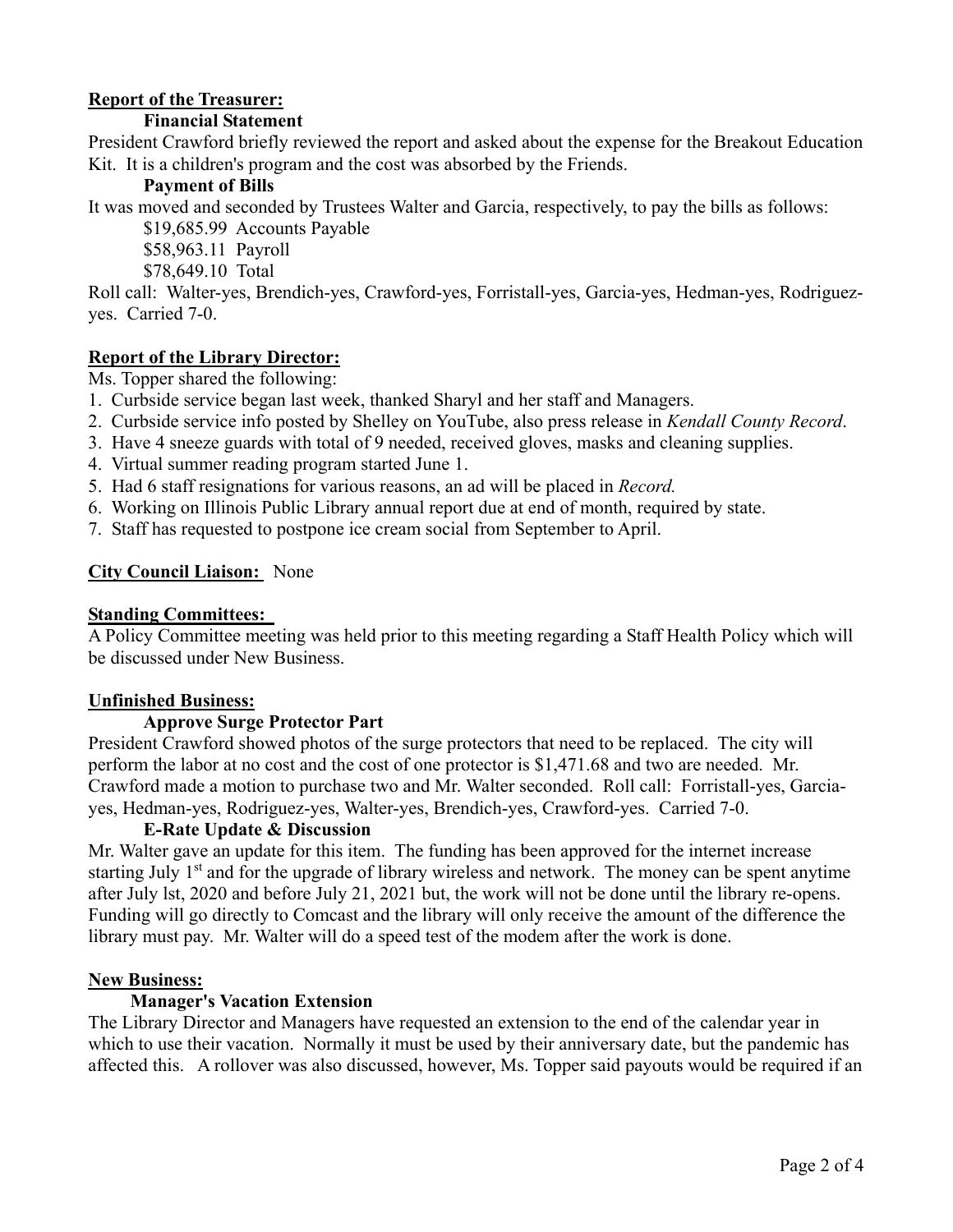**Report of the Treasurer:**

**Financial Statement**

President Crawford briefly reviewed the report and asked about the expense for the Breakout Education Kit. It is a children's program and the cost was absorbed by the Friends.

**Payment of Bills**

It was moved and seconded by Trustees Walter and Garcia, respectively, to pay the bills as follows:

$19,685.99 Accounts Payable
$58,963.11 Payroll
$78,649.10 Total

Roll call: Walter-yes, Brendich-yes, Crawford-yes, Forristall-yes, Garcia-yes, Hedman-yes, Rodriguez-yes. Carried 7-0.

**Report of the Library Director:**

Ms. Topper shared the following:

1. Curbside service began last week, thanked Sharyl and her staff and Managers.
2. Curbside service info posted by Shelley on YouTube, also press release in *Kendall County Record*.
3. Have 4 sneeze guards with total of 9 needed, received gloves, masks and cleaning supplies.
4. Virtual summer reading program started June 1.
5. Had 6 staff resignations for various reasons, an ad will be placed in *Record.*
6. Working on Illinois Public Library annual report due at end of month, required by state.
7. Staff has requested to postpone ice cream social from September to April.

**City Council Liaison:** None

**Standing Committees:**

A Policy Committee meeting was held prior to this meeting regarding a Staff Health Policy which will be discussed under New Business.

**Unfinished Business:**

**Approve Surge Protector Part**

President Crawford showed photos of the surge protectors that need to be replaced. The city will perform the labor at no cost and the cost of one protector is $1,471.68 and two are needed. Mr. Crawford made a motion to purchase two and Mr. Walter seconded. Roll call: Forristall-yes, Garcia-yes, Hedman-yes, Rodriguez-yes, Walter-yes, Brendich-yes, Crawford-yes. Carried 7-0.

**E-Rate Update & Discussion**

Mr. Walter gave an update for this item. The funding has been approved for the internet increase starting July 1st and for the upgrade of library wireless and network. The money can be spent anytime after July lst, 2020 and before July 21, 2021 but, the work will not be done until the library re-opens. Funding will go directly to Comcast and the library will only receive the amount of the difference the library must pay. Mr. Walter will do a speed test of the modem after the work is done.

**New Business:**

**Manager's Vacation Extension**

The Library Director and Managers have requested an extension to the end of the calendar year in which to use their vacation. Normally it must be used by their anniversary date, but the pandemic has affected this. A rollover was also discussed, however, Ms. Topper said payouts would be required if an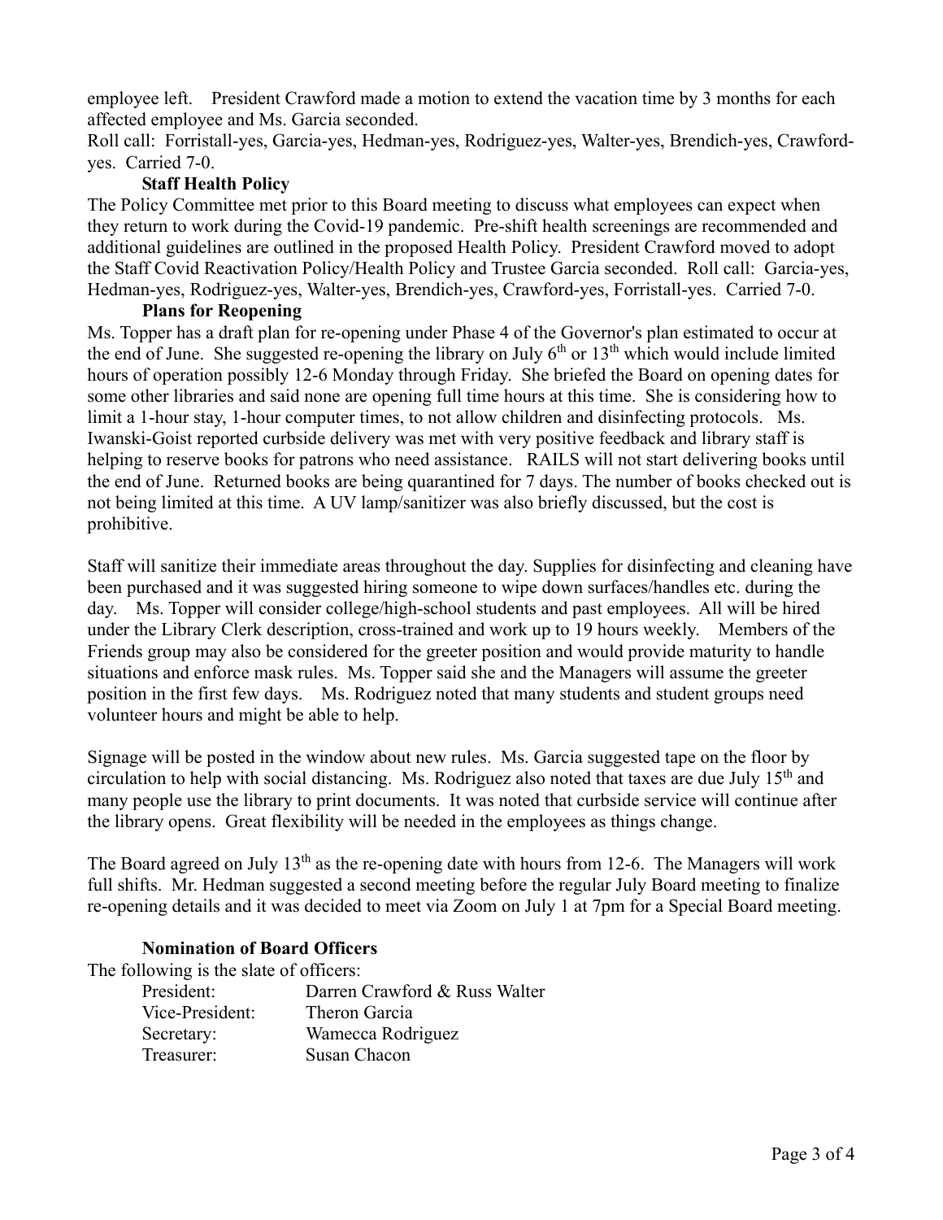employee left. President Crawford made a motion to extend the vacation time by 3 months for each affected employee and Ms. Garcia seconded.

Roll call: Forristall-yes, Garcia-yes, Hedman-yes, Rodriguez-yes, Walter-yes, Brendich-yes, Crawford-yes. Carried 7-0.

**Staff Health Policy**

The Policy Committee met prior to this Board meeting to discuss what employees can expect when they return to work during the Covid-19 pandemic. Pre-shift health screenings are recommended and additional guidelines are outlined in the proposed Health Policy. President Crawford moved to adopt the Staff Covid Reactivation Policy/Health Policy and Trustee Garcia seconded. Roll call: Garcia-yes, Hedman-yes, Rodriguez-yes, Walter-yes, Brendich-yes, Crawford-yes, Forristall-yes. Carried 7-0.

**Plans for Reopening**

Ms. Topper has a draft plan for re-opening under Phase 4 of the Governor's plan estimated to occur at the end of June. She suggested re-opening the library on July 6th or 13th which would include limited hours of operation possibly 12-6 Monday through Friday. She briefed the Board on opening dates for some other libraries and said none are opening full time hours at this time. She is considering how to limit a 1-hour stay, 1-hour computer times, to not allow children and disinfecting protocols. Ms. Iwanski-Goist reported curbside delivery was met with very positive feedback and library staff is helping to reserve books for patrons who need assistance. RAILS will not start delivering books until the end of June. Returned books are being quarantined for 7 days. The number of books checked out is not being limited at this time. A UV lamp/sanitizer was also briefly discussed, but the cost is prohibitive.

Staff will sanitize their immediate areas throughout the day. Supplies for disinfecting and cleaning have been purchased and it was suggested hiring someone to wipe down surfaces/handles etc. during the day. Ms. Topper will consider college/high-school students and past employees. All will be hired under the Library Clerk description, cross-trained and work up to 19 hours weekly. Members of the Friends group may also be considered for the greeter position and would provide maturity to handle situations and enforce mask rules. Ms. Topper said she and the Managers will assume the greeter position in the first few days. Ms. Rodriguez noted that many students and student groups need volunteer hours and might be able to help.

Signage will be posted in the window about new rules. Ms. Garcia suggested tape on the floor by circulation to help with social distancing. Ms. Rodriguez also noted that taxes are due July 15th and many people use the library to print documents. It was noted that curbside service will continue after the library opens. Great flexibility will be needed in the employees as things change.

The Board agreed on July 13th as the re-opening date with hours from 12-6. The Managers will work full shifts. Mr. Hedman suggested a second meeting before the regular July Board meeting to finalize re-opening details and it was decided to meet via Zoom on July 1 at 7pm for a Special Board meeting.

**Nomination of Board Officers**

The following is the slate of officers:

| | |
|---|---|
| President: | Darren Crawford & Russ Walter |
| Vice-President: | Theron Garcia |
| Secretary: | Wamecca Rodriguez |
| Treasurer: | Susan Chacon |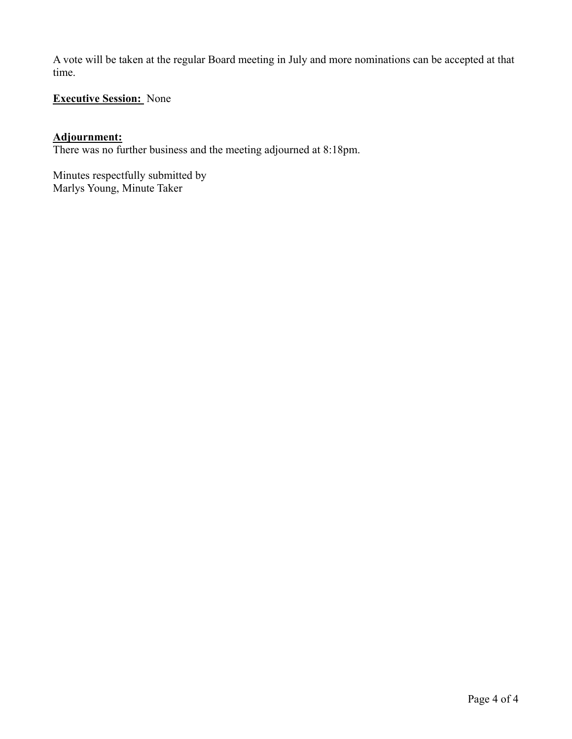A vote will be taken at the regular Board meeting in July and more nominations can be accepted at that time.

**Executive Session:** None

**Adjournment:**
There was no further business and the meeting adjourned at 8:18pm.

Minutes respectfully submitted by
Marlys Young, Minute Taker